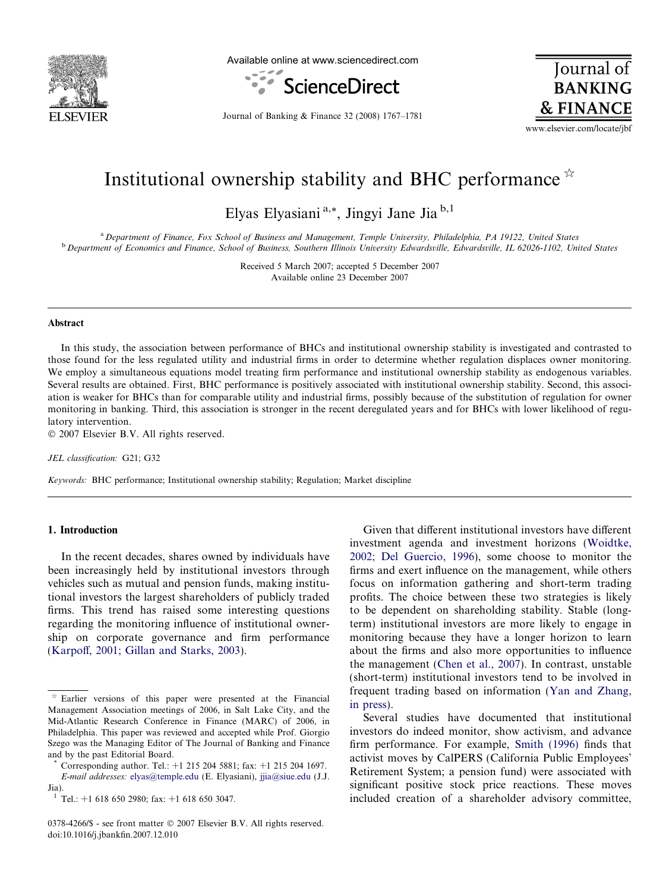# Institutional ownership stability and BHC performance ☆

Elyas Elyasiani [a,*], Jingyi Jane Jia [b,1]

[a] Department of Finance, Fox School of Business and Management, Temple University, Philadelphia, PA 19122, United States
[b] Department of Economics and Finance, School of Business, Southern Illinois University Edwardsville, Edwardsville, IL 62026-1102, United States

Received 5 March 2007; accepted 5 December 2007
Available online 23 December 2007

## Abstract

In this study, the association between performance of BHCs and institutional ownership stability is investigated and contrasted to those found for the less regulated utility and industrial firms in order to determine whether regulation displaces owner monitoring. We employ a simultaneous equations model treating firm performance and institutional ownership stability as endogenous variables. Several results are obtained. First, BHC performance is positively associated with institutional ownership stability. Second, this association is weaker for BHCs than for comparable utility and industrial firms, possibly because of the substitution of regulation for owner monitoring in banking. Third, this association is stronger in the recent deregulated years and for BHCs with lower likelihood of regulatory intervention.

© 2007 Elsevier B.V. All rights reserved.

*JEL classification:* G21; G32

*Keywords:* BHC performance; Institutional ownership stability; Regulation; Market discipline

## 1. Introduction

In the recent decades, shares owned by individuals have been increasingly held by institutional investors through vehicles such as mutual and pension funds, making institutional investors the largest shareholders of publicly traded firms. This trend has raised some interesting questions regarding the monitoring influence of institutional ownership on corporate governance and firm performance (Karpoff, 2001; Gillan and Starks, 2003).

Given that different institutional investors have different investment agenda and investment horizons (Woidtke, 2002; Del Guercio, 1996), some choose to monitor the firms and exert influence on the management, while others focus on information gathering and short-term trading profits. The choice between these two strategies is likely to be dependent on shareholding stability. Stable (long-term) institutional investors are more likely to engage in monitoring because they have a longer horizon to learn about the firms and also more opportunities to influence the management (Chen et al., 2007). In contrast, unstable (short-term) institutional investors tend to be involved in frequent trading based on information (Yan and Zhang, in press).

Several studies have documented that institutional investors do indeed monitor, show activism, and advance firm performance. For example, Smith (1996) finds that activist moves by CalPERS (California Public Employees' Retirement System; a pension fund) were associated with significant positive stock price reactions. These moves included creation of a shareholder advisory committee,

---

☆ Earlier versions of this paper were presented at the Financial Management Association meetings of 2006, in Salt Lake City, and the Mid-Atlantic Research Conference in Finance (MARC) of 2006, in Philadelphia. This paper was reviewed and accepted while Prof. Giorgio Szego was the Managing Editor of The Journal of Banking and Finance and by the past Editorial Board.

\* Corresponding author. Tel.: +1 215 204 5881; fax: +1 215 204 1697. *E-mail addresses:* elyas@temple.edu (E. Elyasiani), jjia@siue.edu (J.J. Jia).

[1] Tel.: +1 618 650 2980; fax: +1 618 650 3047.

0378-4266/$ - see front matter © 2007 Elsevier B.V. All rights reserved.
doi:10.1016/j.jbankfin.2007.12.010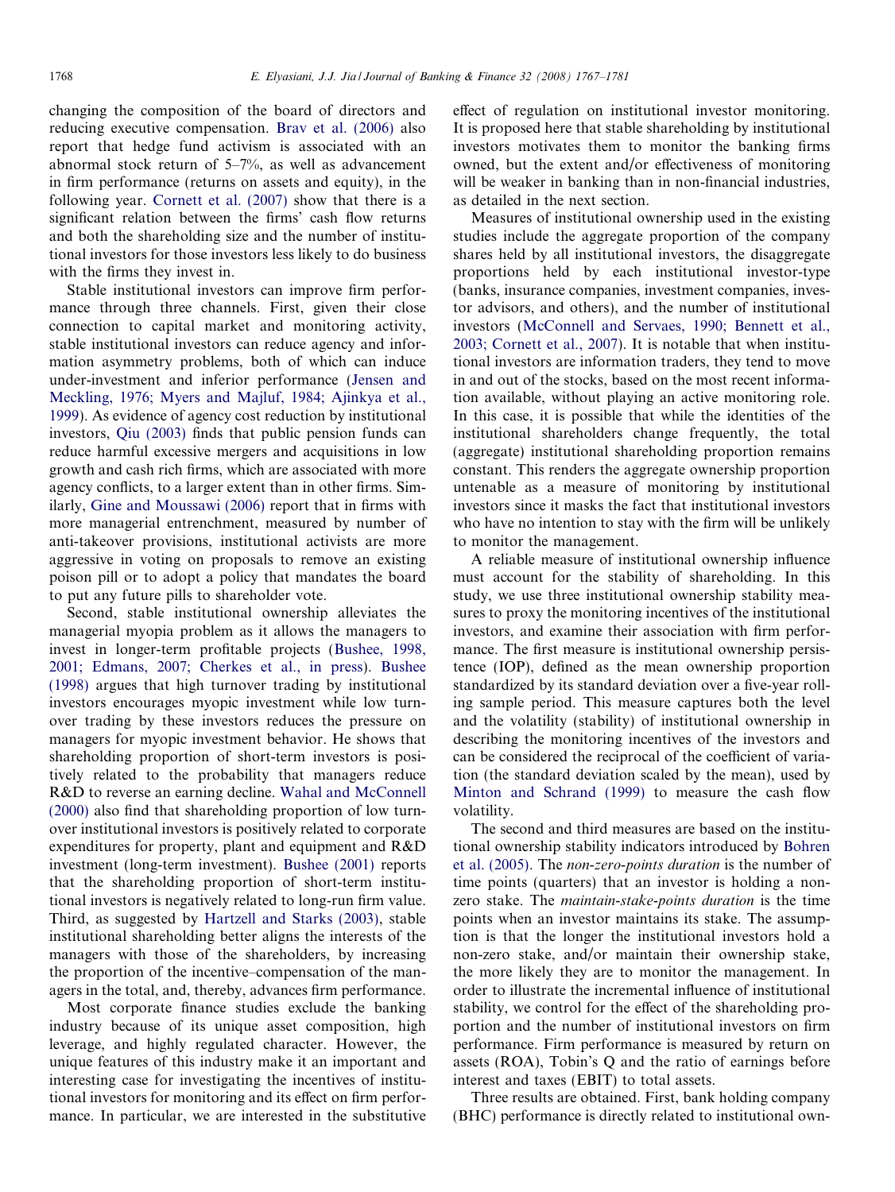changing the composition of the board of directors and reducing executive compensation. Brav et al. (2006) also report that hedge fund activism is associated with an abnormal stock return of 5–7%, as well as advancement in firm performance (returns on assets and equity), in the following year. Cornett et al. (2007) show that there is a significant relation between the firms' cash flow returns and both the shareholding size and the number of institutional investors for those investors less likely to do business with the firms they invest in.

Stable institutional investors can improve firm performance through three channels. First, given their close connection to capital market and monitoring activity, stable institutional investors can reduce agency and information asymmetry problems, both of which can induce under-investment and inferior performance (Jensen and Meckling, 1976; Myers and Majluf, 1984; Ajinkya et al., 1999). As evidence of agency cost reduction by institutional investors, Qiu (2003) finds that public pension funds can reduce harmful excessive mergers and acquisitions in low growth and cash rich firms, which are associated with more agency conflicts, to a larger extent than in other firms. Similarly, Gine and Moussawi (2006) report that in firms with more managerial entrenchment, measured by number of anti-takeover provisions, institutional activists are more aggressive in voting on proposals to remove an existing poison pill or to adopt a policy that mandates the board to put any future pills to shareholder vote.

Second, stable institutional ownership alleviates the managerial myopia problem as it allows the managers to invest in longer-term profitable projects (Bushee, 1998, 2001; Edmans, 2007; Cherkes et al., in press). Bushee (1998) argues that high turnover trading by institutional investors encourages myopic investment while low turnover trading by these investors reduces the pressure on managers for myopic investment behavior. He shows that shareholding proportion of short-term investors is positively related to the probability that managers reduce R&D to reverse an earning decline. Wahal and McConnell (2000) also find that shareholding proportion of low turnover institutional investors is positively related to corporate expenditures for property, plant and equipment and R&D investment (long-term investment). Bushee (2001) reports that the shareholding proportion of short-term institutional investors is negatively related to long-run firm value. Third, as suggested by Hartzell and Starks (2003), stable institutional shareholding better aligns the interests of the managers with those of the shareholders, by increasing the proportion of the incentive–compensation of the managers in the total, and, thereby, advances firm performance.

Most corporate finance studies exclude the banking industry because of its unique asset composition, high leverage, and highly regulated character. However, the unique features of this industry make it an important and interesting case for investigating the incentives of institutional investors for monitoring and its effect on firm performance. In particular, we are interested in the substitutive effect of regulation on institutional investor monitoring. It is proposed here that stable shareholding by institutional investors motivates them to monitor the banking firms owned, but the extent and/or effectiveness of monitoring will be weaker in banking than in non-financial industries, as detailed in the next section.

Measures of institutional ownership used in the existing studies include the aggregate proportion of the company shares held by all institutional investors, the disaggregate proportions held by each institutional investor-type (banks, insurance companies, investment companies, investor advisors, and others), and the number of institutional investors (McConnell and Servaes, 1990; Bennett et al., 2003; Cornett et al., 2007). It is notable that when institutional investors are information traders, they tend to move in and out of the stocks, based on the most recent information available, without playing an active monitoring role. In this case, it is possible that while the identities of the institutional shareholders change frequently, the total (aggregate) institutional shareholding proportion remains constant. This renders the aggregate ownership proportion untenable as a measure of monitoring by institutional investors since it masks the fact that institutional investors who have no intention to stay with the firm will be unlikely to monitor the management.

A reliable measure of institutional ownership influence must account for the stability of shareholding. In this study, we use three institutional ownership stability measures to proxy the monitoring incentives of the institutional investors, and examine their association with firm performance. The first measure is institutional ownership persistence (IOP), defined as the mean ownership proportion standardized by its standard deviation over a five-year rolling sample period. This measure captures both the level and the volatility (stability) of institutional ownership in describing the monitoring incentives of the investors and can be considered the reciprocal of the coefficient of variation (the standard deviation scaled by the mean), used by Minton and Schrand (1999) to measure the cash flow volatility.

The second and third measures are based on the institutional ownership stability indicators introduced by Bohren et al. (2005). The *non-zero-points duration* is the number of time points (quarters) that an investor is holding a non-zero stake. The *maintain-stake-points duration* is the time points when an investor maintains its stake. The assumption is that the longer the institutional investors hold a non-zero stake, and/or maintain their ownership stake, the more likely they are to monitor the management. In order to illustrate the incremental influence of institutional stability, we control for the effect of the shareholding proportion and the number of institutional investors on firm performance. Firm performance is measured by return on assets (ROA), Tobin's Q and the ratio of earnings before interest and taxes (EBIT) to total assets.

Three results are obtained. First, bank holding company (BHC) performance is directly related to institutional own-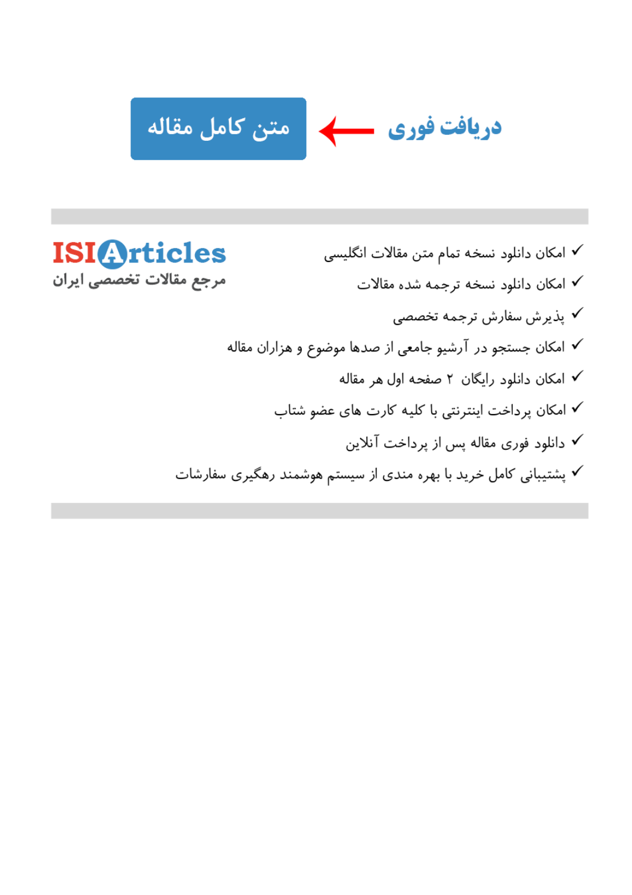دریافت فوری ← متن کامل مقاله

**ISIArticles**
مرجع مقالات تخصصی ایران

- ✓ امکان دانلود نسخه تمام متن مقالات انگلیسی
- ✓ امکان دانلود نسخه ترجمه شده مقالات
- ✓ پذیرش سفارش ترجمه تخصصی
- ✓ امکان جستجو در آرشیو جامعی از صدها موضوع و هزاران مقاله
- ✓ امکان دانلود رایگان ۲ صفحه اول هر مقاله
- ✓ امکان پرداخت اینترنتی با کلیه کارت های عضو شتاب
- ✓ دانلود فوری مقاله پس از پرداخت آنلاین
- ✓ پشتیبانی کامل خرید با بهره مندی از سیستم هوشمند رهگیری سفارشات